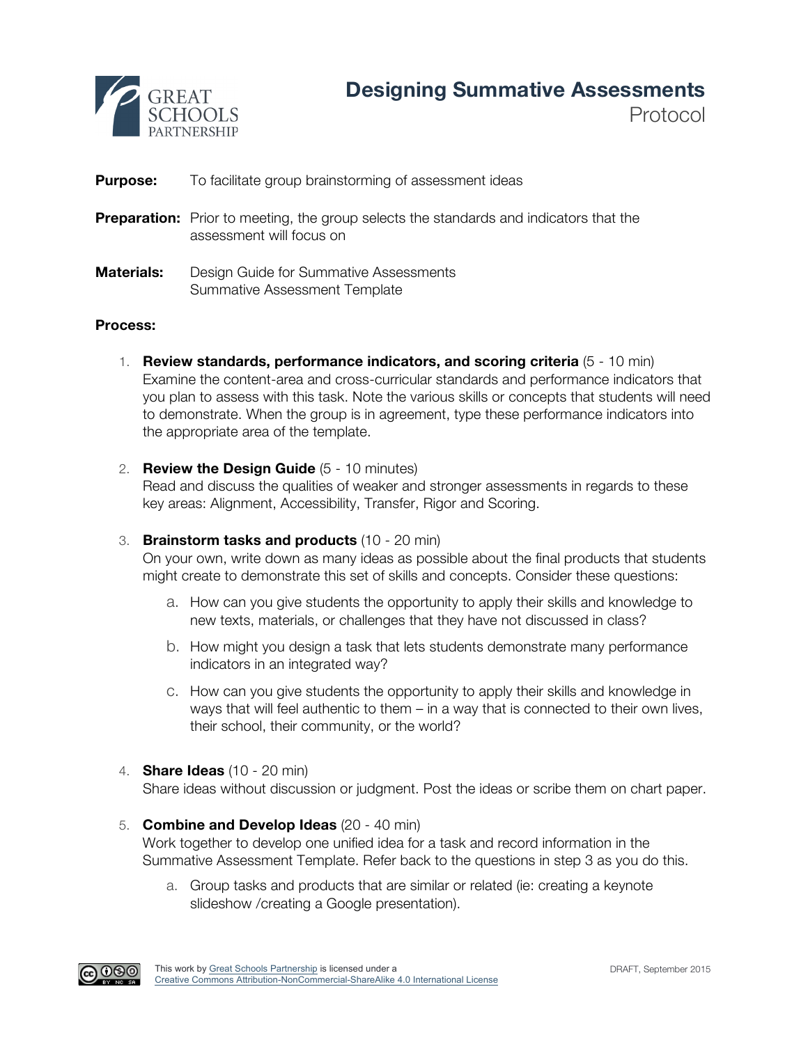GREAT SCHOOLS PARTNERSHIP

# Designing Summative Assessments

Protocol

**Purpose:** To facilitate group brainstorming of assessment ideas

**Preparation:** Prior to meeting, the group selects the standards and indicators that the assessment will focus on

**Materials:** Design Guide for Summative Assessments
Summative Assessment Template

**Process:**

1. **Review standards, performance indicators, and scoring criteria** (5 - 10 min)
   Examine the content-area and cross-curricular standards and performance indicators that you plan to assess with this task. Note the various skills or concepts that students will need to demonstrate. When the group is in agreement, type these performance indicators into the appropriate area of the template.

2. **Review the Design Guide** (5 - 10 minutes)
   Read and discuss the qualities of weaker and stronger assessments in regards to these key areas: Alignment, Accessibility, Transfer, Rigor and Scoring.

3. **Brainstorm tasks and products** (10 - 20 min)
   On your own, write down as many ideas as possible about the final products that students might create to demonstrate this set of skills and concepts. Consider these questions:

   a. How can you give students the opportunity to apply their skills and knowledge to new texts, materials, or challenges that they have not discussed in class?

   b. How might you design a task that lets students demonstrate many performance indicators in an integrated way?

   c. How can you give students the opportunity to apply their skills and knowledge in ways that will feel authentic to them – in a way that is connected to their own lives, their school, their community, or the world?

4. **Share Ideas** (10 - 20 min)
   Share ideas without discussion or judgment. Post the ideas or scribe them on chart paper.

5. **Combine and Develop Ideas** (20 - 40 min)
   Work together to develop one unified idea for a task and record information in the Summative Assessment Template. Refer back to the questions in step 3 as you do this.

   a. Group tasks and products that are similar or related (ie: creating a keynote slideshow /creating a Google presentation).

This work by Great Schools Partnership is licensed under a Creative Commons Attribution-NonCommercial-ShareAlike 4.0 International License

DRAFT, September 2015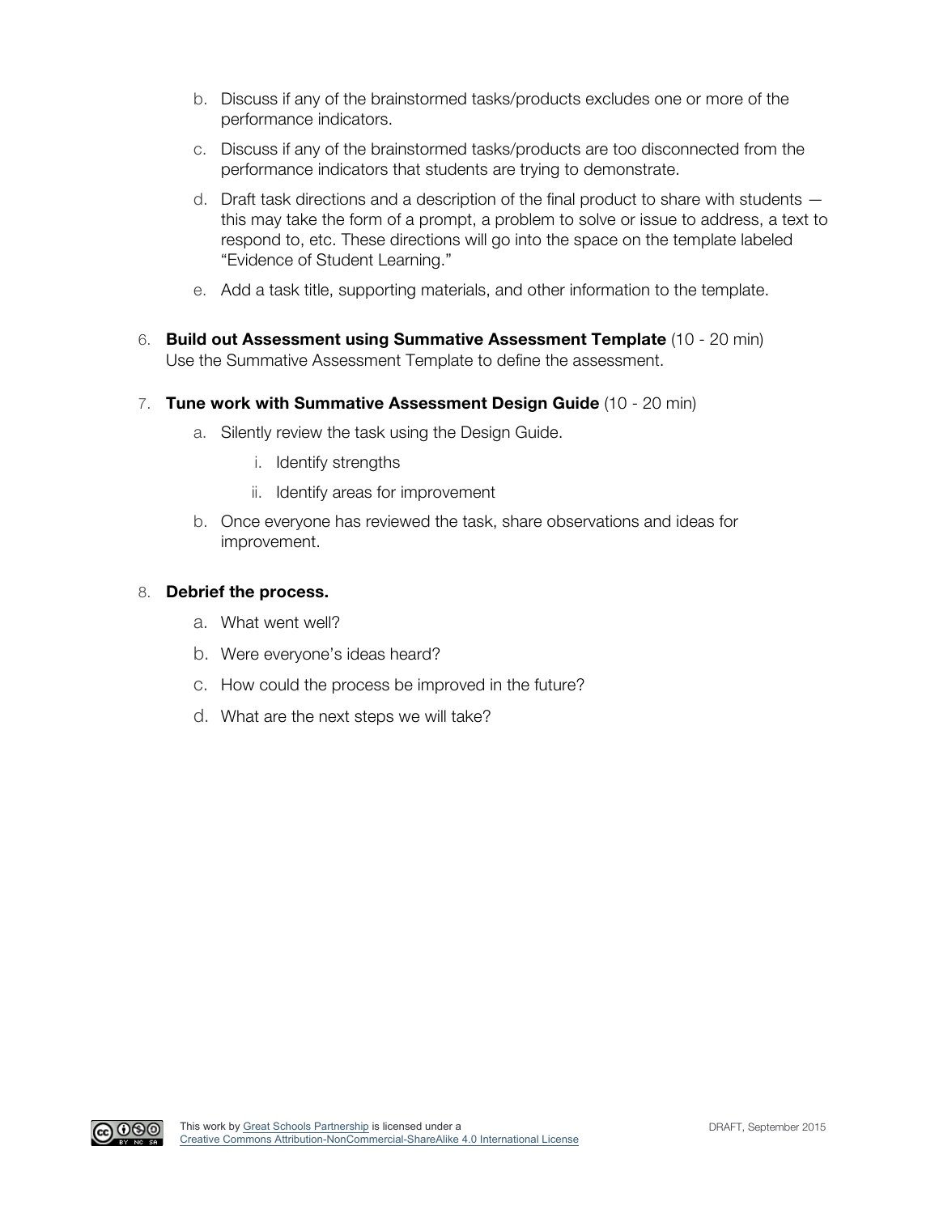b. Discuss if any of the brainstormed tasks/products excludes one or more of the performance indicators.

c. Discuss if any of the brainstormed tasks/products are too disconnected from the performance indicators that students are trying to demonstrate.

d. Draft task directions and a description of the final product to share with students — this may take the form of a prompt, a problem to solve or issue to address, a text to respond to, etc. These directions will go into the space on the template labeled "Evidence of Student Learning."

e. Add a task title, supporting materials, and other information to the template.

6. **Build out Assessment using Summative Assessment Template** (10 - 20 min)
   Use the Summative Assessment Template to define the assessment.

7. **Tune work with Summative Assessment Design Guide** (10 - 20 min)
   a. Silently review the task using the Design Guide.
      i. Identify strengths
      ii. Identify areas for improvement
   b. Once everyone has reviewed the task, share observations and ideas for improvement.

8. **Debrief the process.**
   a. What went well?
   b. Were everyone's ideas heard?
   c. How could the process be improved in the future?
   d. What are the next steps we will take?

This work by Great Schools Partnership is licensed under a Creative Commons Attribution-NonCommercial-ShareAlike 4.0 International License

DRAFT, September 2015